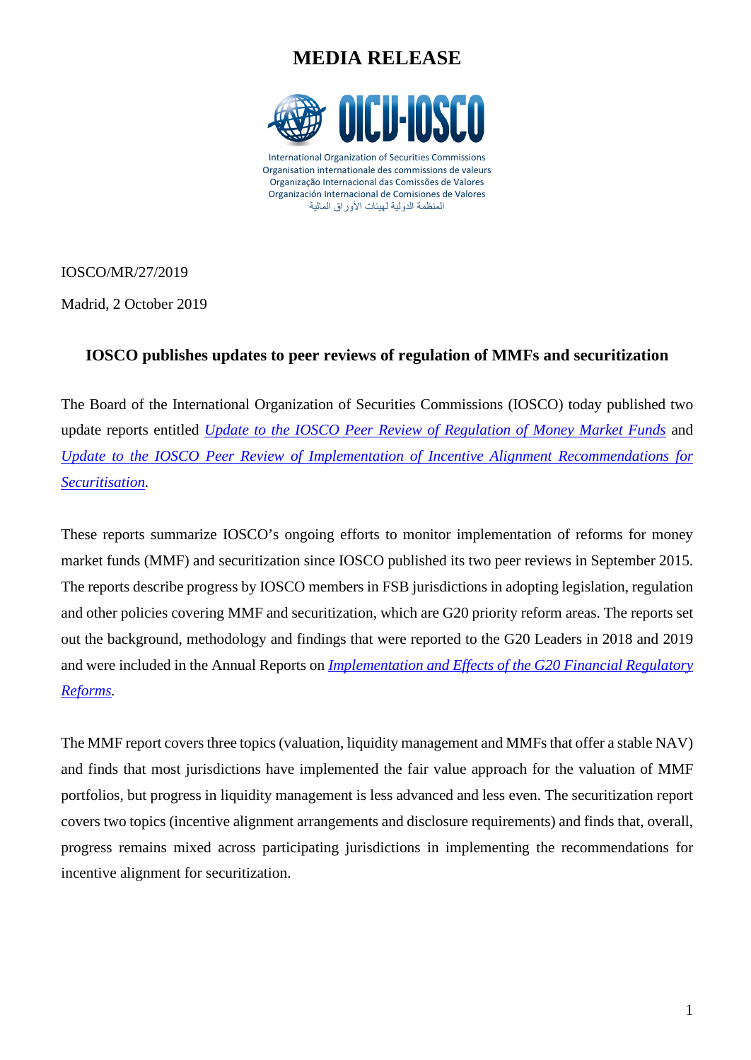# MEDIA RELEASE

OICU-IOSCO

International Organization of Securities Commissions
Organisation internationale des commissions de valeurs
Organização Internacional das Comissões de Valores
Organización Internacional de Comisiones de Valores
المنظمة الدولية لهيئات الأوراق المالية

IOSCO/MR/27/2019

Madrid, 2 October 2019

## IOSCO publishes updates to peer reviews of regulation of MMFs and securitization

The Board of the International Organization of Securities Commissions (IOSCO) today published two update reports entitled *Update to the IOSCO Peer Review of Regulation of Money Market Funds* and *Update to the IOSCO Peer Review of Implementation of Incentive Alignment Recommendations for Securitisation*.

These reports summarize IOSCO's ongoing efforts to monitor implementation of reforms for money market funds (MMF) and securitization since IOSCO published its two peer reviews in September 2015. The reports describe progress by IOSCO members in FSB jurisdictions in adopting legislation, regulation and other policies covering MMF and securitization, which are G20 priority reform areas. The reports set out the background, methodology and findings that were reported to the G20 Leaders in 2018 and 2019 and were included in the Annual Reports on *Implementation and Effects of the G20 Financial Regulatory Reforms*.

The MMF report covers three topics (valuation, liquidity management and MMFs that offer a stable NAV) and finds that most jurisdictions have implemented the fair value approach for the valuation of MMF portfolios, but progress in liquidity management is less advanced and less even. The securitization report covers two topics (incentive alignment arrangements and disclosure requirements) and finds that, overall, progress remains mixed across participating jurisdictions in implementing the recommendations for incentive alignment for securitization.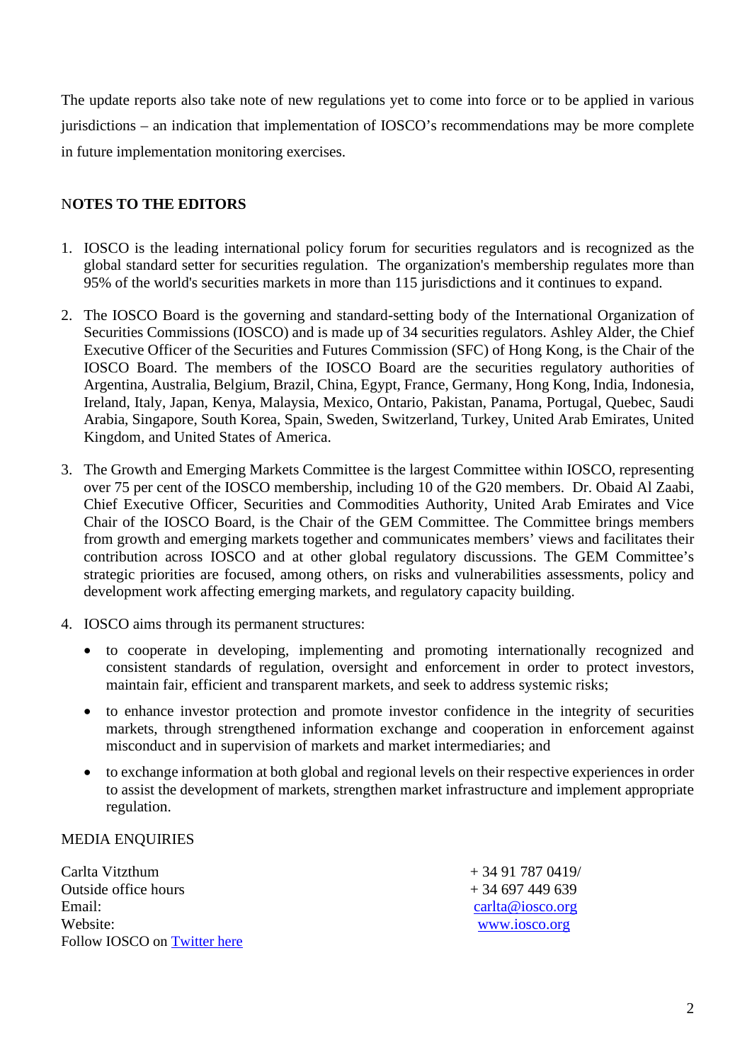The update reports also take note of new regulations yet to come into force or to be applied in various jurisdictions – an indication that implementation of IOSCO's recommendations may be more complete in future implementation monitoring exercises.

## NOTES TO THE EDITORS

1. IOSCO is the leading international policy forum for securities regulators and is recognized as the global standard setter for securities regulation. The organization's membership regulates more than 95% of the world's securities markets in more than 115 jurisdictions and it continues to expand.

2. The IOSCO Board is the governing and standard-setting body of the International Organization of Securities Commissions (IOSCO) and is made up of 34 securities regulators. Ashley Alder, the Chief Executive Officer of the Securities and Futures Commission (SFC) of Hong Kong, is the Chair of the IOSCO Board. The members of the IOSCO Board are the securities regulatory authorities of Argentina, Australia, Belgium, Brazil, China, Egypt, France, Germany, Hong Kong, India, Indonesia, Ireland, Italy, Japan, Kenya, Malaysia, Mexico, Ontario, Pakistan, Panama, Portugal, Quebec, Saudi Arabia, Singapore, South Korea, Spain, Sweden, Switzerland, Turkey, United Arab Emirates, United Kingdom, and United States of America.

3. The Growth and Emerging Markets Committee is the largest Committee within IOSCO, representing over 75 per cent of the IOSCO membership, including 10 of the G20 members. Dr. Obaid Al Zaabi, Chief Executive Officer, Securities and Commodities Authority, United Arab Emirates and Vice Chair of the IOSCO Board, is the Chair of the GEM Committee. The Committee brings members from growth and emerging markets together and communicates members' views and facilitates their contribution across IOSCO and at other global regulatory discussions. The GEM Committee's strategic priorities are focused, among others, on risks and vulnerabilities assessments, policy and development work affecting emerging markets, and regulatory capacity building.

4. IOSCO aims through its permanent structures:
   - to cooperate in developing, implementing and promoting internationally recognized and consistent standards of regulation, oversight and enforcement in order to protect investors, maintain fair, efficient and transparent markets, and seek to address systemic risks;
   - to enhance investor protection and promote investor confidence in the integrity of securities markets, through strengthened information exchange and cooperation in enforcement against misconduct and in supervision of markets and market intermediaries; and
   - to exchange information at both global and regional levels on their respective experiences in order to assist the development of markets, strengthen market infrastructure and implement appropriate regulation.

MEDIA ENQUIRIES

| | |
|---|---|
| Carlta Vitzthum | + 34 91 787 0419/ |
| Outside office hours | + 34 697 449 639 |
| Email: | carlta@iosco.org |
| Website: | www.iosco.org |
| Follow IOSCO on Twitter here | |